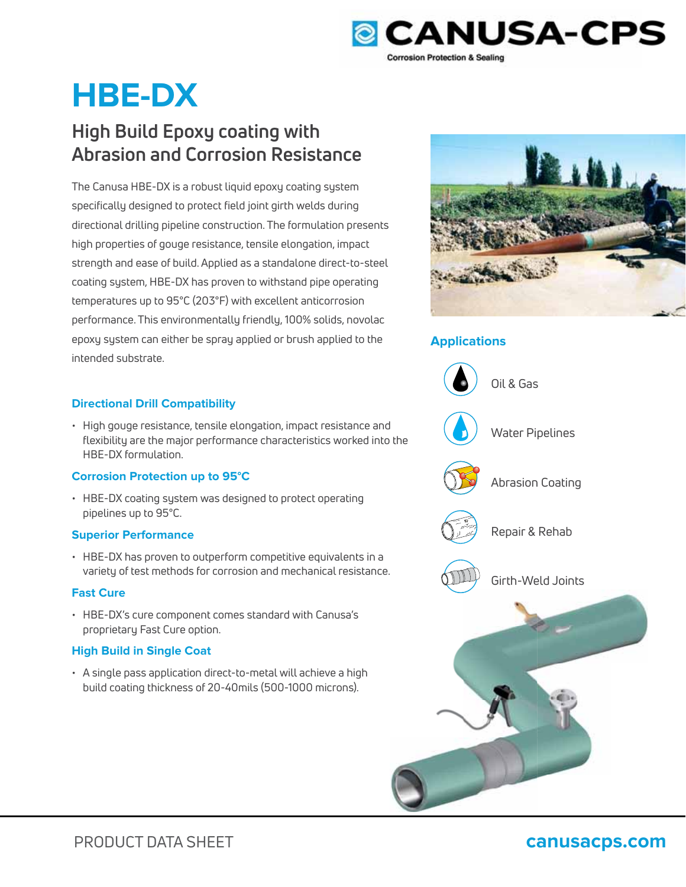CANUSA-CPS

Corrosion Protection & Sealing

# HBE-DX

## High Build Epoxy coating with Abrasion and Corrosion Resistance

The Canusa HBE-DX is a robust liquid epoxy coating system specifically designed to protect field joint girth welds during directional drilling pipeline construction. The formulation presents high properties of gouge resistance, tensile elongation, impact strength and ease of build. Applied as a standalone direct-to-steel coating system, HBE-DX has proven to withstand pipe operating temperatures up to 95°C (203°F) with excellent anticorrosion performance. This environmentally friendly, 100% solids, novolac epoxy system can either be spray applied or brush applied to the intended substrate.

### Directional Drill Compatibility

- High gouge resistance, tensile elongation, impact resistance and flexibility are the major performance characteristics worked into the HBE-DX formulation.

### Corrosion Protection up to 95°C

- HBE-DX coating system was designed to protect operating pipelines up to 95°C.

### Superior Performance

- HBE-DX has proven to outperform competitive equivalents in a variety of test methods for corrosion and mechanical resistance.

### Fast Cure

- HBE-DX's cure component comes standard with Canusa's proprietary Fast Cure option.

### High Build in Single Coat

- A single pass application direct-to-metal will achieve a high build coating thickness of 20-40mils (500-1000 microns).

### Applications

- Oil & Gas
- Water Pipelines
- Abrasion Coating
- Repair & Rehab
- Girth-Weld Joints

PRODUCT DATA SHEET

canusacps.com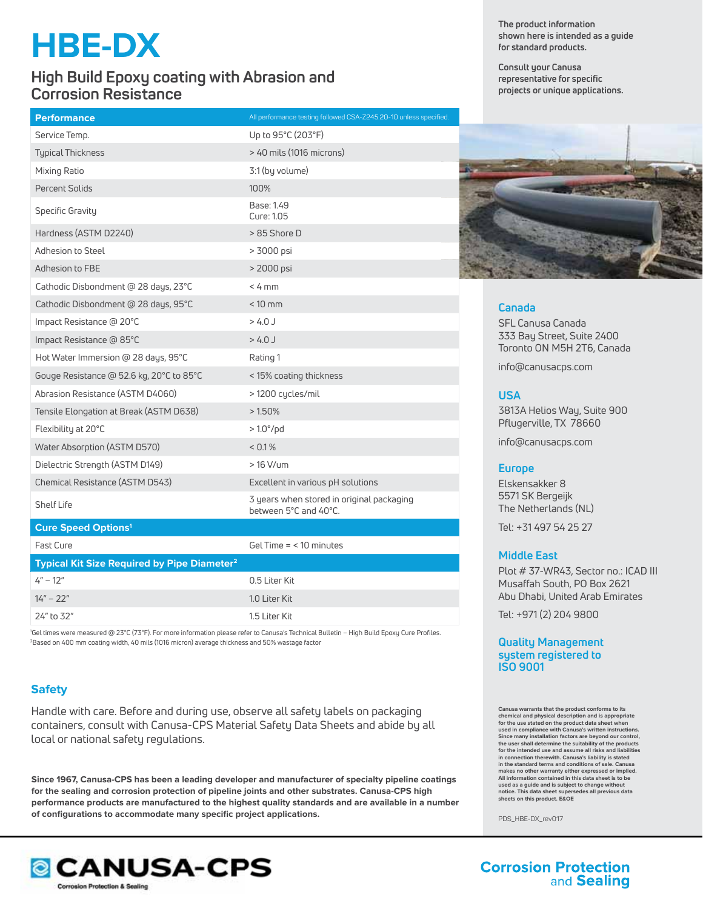# HBE-DX

## High Build Epoxy coating with Abrasion and Corrosion Resistance

| Performance | All performance testing followed CSA-Z245.20-10 unless specified. |
|---|---|
| Service Temp. | Up to 95°C (203°F) |
| Typical Thickness | > 40 mils (1016 microns) |
| Mixing Ratio | 3:1 (by volume) |
| Percent Solids | 100% |
| Specific Gravity | Base: 1.49<br>Cure: 1.05 |
| Hardness (ASTM D2240) | > 85 Shore D |
| Adhesion to Steel | > 3000 psi |
| Adhesion to FBE | > 2000 psi |
| Cathodic Disbondment @ 28 days, 23°C | < 4 mm |
| Cathodic Disbondment @ 28 days, 95°C | < 10 mm |
| Impact Resistance @ 20°C | > 4.0 J |
| Impact Resistance @ 85°C | > 4.0 J |
| Hot Water Immersion @ 28 days, 95°C | Rating 1 |
| Gouge Resistance @ 52.6 kg, 20°C to 85°C | < 15% coating thickness |
| Abrasion Resistance (ASTM D4060) | > 1200 cycles/mil |
| Tensile Elongation at Break (ASTM D638) | > 1.50% |
| Flexibility at 20°C | > 1.0°/pd |
| Water Absorption (ASTM D570) | < 0.1 % |
| Dielectric Strength (ASTM D149) | > 16 V/um |
| Chemical Resistance (ASTM D543) | Excellent in various pH solutions |
| Shelf Life | 3 years when stored in original packaging between 5°C and 40°C. |
| **Cure Speed Options[1]** | |
| Fast Cure | Gel Time = < 10 minutes |
| **Typical Kit Size Required by Pipe Diameter[2]** | |
| 4" – 12" | 0.5 Liter Kit |
| 14" – 22" | 1.0 Liter Kit |
| 24" to 32" | 1.5 Liter Kit |

[1]Gel times were measured @ 23°C (73°F). For more information please refer to Canusa's Technical Bulletin – High Build Epoxy Cure Profiles.
[2]Based on 400 mm coating width, 40 mils (1016 micron) average thickness and 50% wastage factor

## Safety

Handle with care. Before and during use, observe all safety labels on packaging containers, consult with Canusa-CPS Material Safety Data Sheets and abide by all local or national safety regulations.

**Since 1967, Canusa-CPS has been a leading developer and manufacturer of specialty pipeline coatings for the sealing and corrosion protection of pipeline joints and other substrates. Canusa-CPS high performance products are manufactured to the highest quality standards and are available in a number of configurations to accommodate many specific project applications.**

The product information shown here is intended as a guide for standard products.

Consult your Canusa representative for specific projects or unique applications.

### Canada

SFL Canusa Canada
333 Bay Street, Suite 2400
Toronto ON M5H 2T6, Canada

info@canusacps.com

### USA

3813A Helios Way, Suite 900
Pflugerville, TX 78660

info@canusacps.com

### Europe

Elskensakker 8
5571 SK Bergeijk
The Netherlands (NL)

Tel: +31 497 54 25 27

### Middle East

Plot # 37-WR43, Sector no.: ICAD III
Musaffah South, PO Box 2621
Abu Dhabi, United Arab Emirates

Tel: +971 (2) 204 9800

### Quality Management system registered to ISO 9001

**Canusa warrants that the product conforms to its chemical and physical description and is appropriate for the use stated on the product data sheet when used in compliance with Canusa's written instructions. Since many installation factors are beyond our control, the user shall determine the suitability of the products for the intended use and assume all risks and liabilities in connection therewith. Canusa's liability is stated in the standard terms and conditions of sale. Canusa makes no other warranty either expressed or implied. All information contained in this data sheet is to be used as a guide and is subject to change without notice. This data sheet supersedes all previous data sheets on this product. E&OE**

PDS_HBE-DX_rev017

CANUSA-CPS
Corrosion Protection & Sealing

Corrosion Protection and Sealing